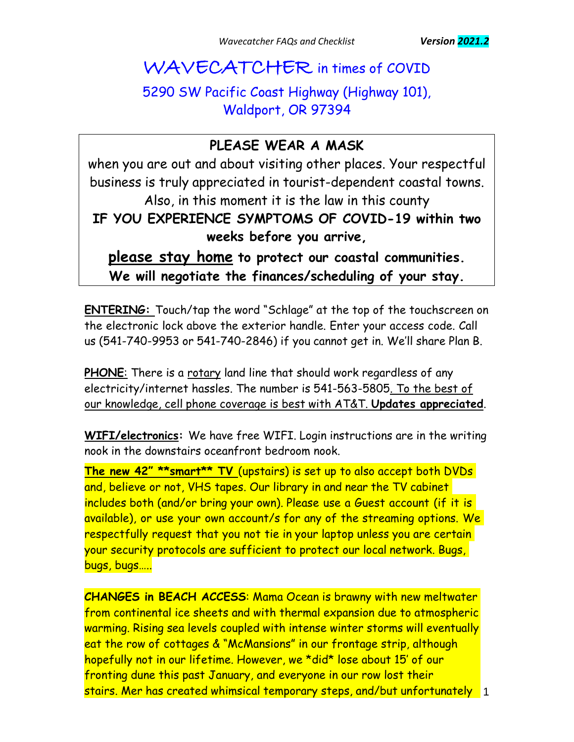# WAVECATCHER in times of COVID

## 5290 SW Pacific Coast Highway (Highway 101), Waldport, OR 97394

**PLEASE WEAR A MASK**

when you are out and about visiting other places. Your respectful business is truly appreciated in tourist-dependent coastal towns. Also, in this moment it is the law in this county

**IF YOU EXPERIENCE SYMPTOMS OF COVID-19 within two weeks before you arrive,**

**please stay home to protect our coastal communities. We will negotiate the finances/scheduling of your stay.**

**ENTERING:** Touch/tap the word "Schlage" at the top of the touchscreen on the electronic lock above the exterior handle. Enter your access code. Call us (541-740-9953 or 541-740-2846) if you cannot get in. We'll share Plan B.

**PHONE**: There is a rotary land line that should work regardless of any electricity/internet hassles. The number is 541-563-5805. To the best of our knowledge, cell phone coverage is best with AT&T. **Updates appreciated**.

**WIFI/electronics:** We have free WIFI. Login instructions are in the writing nook in the downstairs oceanfront bedroom nook.

**The new 42" **smart** TV** (upstairs) is set up to also accept both DVDs and, believe or not, VHS tapes. Our library in and near the TV cabinet includes both (and/or bring your own). Please use a Guest account (if it is available), or use your own account/s for any of the streaming options. We respectfully request that you not tie in your laptop unless you are certain your security protocols are sufficient to protect our local network. Bugs, bugs, bugs.....

**CHANGES in BEACH ACCESS**: Mama Ocean is brawny with new meltwater from continental ice sheets and with thermal expansion due to atmospheric warming. Rising sea levels coupled with intense winter storms will eventually eat the row of cottages & "McMansions" in our frontage strip, although hopefully not in our lifetime. However, we *did* lose about 15' of our fronting dune this past January, and everyone in our row lost their stairs. Mer has created whimsical temporary steps, and/but unfortunately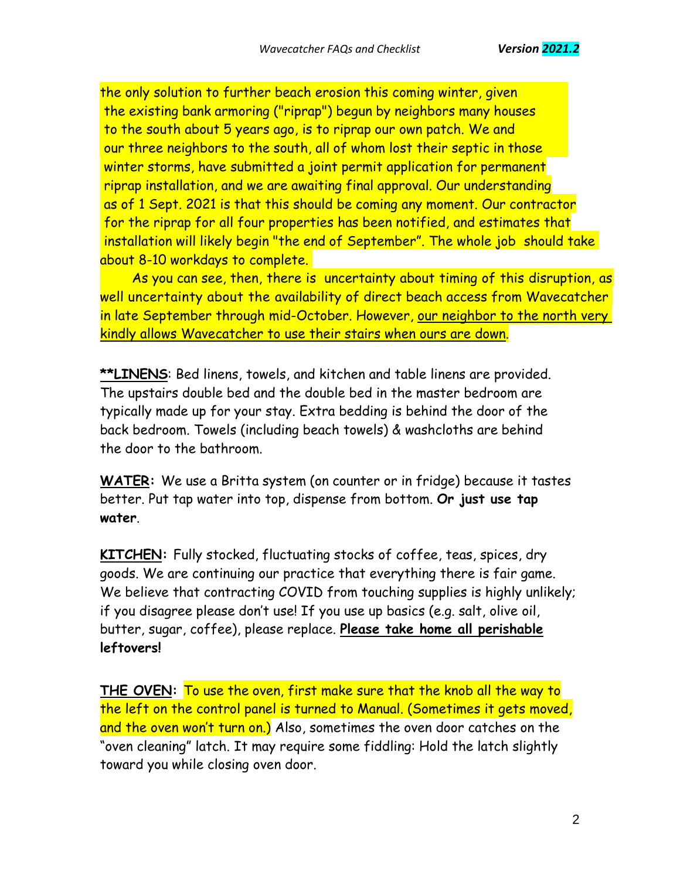the only solution to further beach erosion this coming winter, given the existing bank armoring ("riprap") begun by neighbors many houses to the south about 5 years ago, is to riprap our own patch. We and our three neighbors to the south, all of whom lost their septic in those winter storms, have submitted a joint permit application for permanent riprap installation, and we are awaiting final approval. Our understanding as of 1 Sept. 2021 is that this should be coming any moment. Our contractor for the riprap for all four properties has been notified, and estimates that installation will likely begin "the end of September". The whole job should take about 8-10 workdays to complete.

As you can see, then, there is uncertainty about timing of this disruption, as well uncertainty about the availability of direct beach access from Wavecatcher in late September through mid-October. However, <u>our neighbor to the north very kindly allows Wavecatcher to use their stairs when ours are down</u>.

**<u>**LINENS</u>**: Bed linens, towels, and kitchen and table linens are provided. The upstairs double bed and the double bed in the master bedroom are typically made up for your stay. Extra bedding is behind the door of the back bedroom. Towels (including beach towels) & washcloths are behind the door to the bathroom.

**<u>WATER</u>:** We use a Britta system (on counter or in fridge) because it tastes better. Put tap water into top, dispense from bottom. **Or just use tap water**.

**<u>KITCHEN</u>:** Fully stocked, fluctuating stocks of coffee, teas, spices, dry goods. We are continuing our practice that everything there is fair game. We believe that contracting COVID from touching supplies is highly unlikely; if you disagree please don't use! If you use up basics (e.g. salt, olive oil, butter, sugar, coffee), please replace. **<u>Please take home all perishable</u> leftovers!**

**<u>THE OVEN</u>:** To use the oven, first make sure that the knob all the way to the left on the control panel is turned to Manual. (Sometimes it gets moved, and the oven won't turn on.) Also, sometimes the oven door catches on the "oven cleaning" latch. It may require some fiddling: Hold the latch slightly toward you while closing oven door.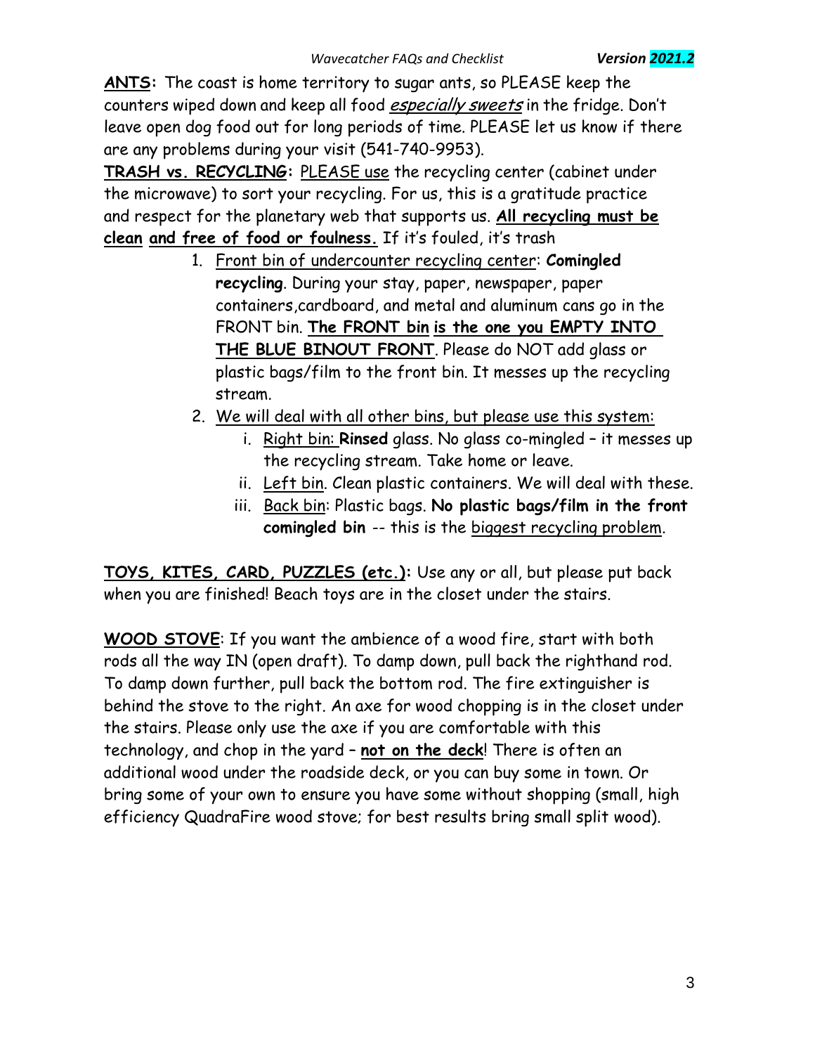**ANTS:** The coast is home territory to sugar ants, so PLEASE keep the counters wiped down and keep all food *especially sweets* in the fridge. Don't leave open dog food out for long periods of time. PLEASE let us know if there are any problems during your visit (541-740-9953).

**TRASH vs. RECYCLING:** PLEASE use the recycling center (cabinet under the microwave) to sort your recycling. For us, this is a gratitude practice and respect for the planetary web that supports us. **All recycling must be clean and free of food or foulness.** If it's fouled, it's trash

1. Front bin of undercounter recycling center: **Comingled recycling**. During your stay, paper, newspaper, paper containers,cardboard, and metal and aluminum cans go in the FRONT bin. **The FRONT bin is the one you EMPTY INTO THE BLUE BINOUT FRONT**. Please do NOT add glass or plastic bags/film to the front bin. It messes up the recycling stream.
2. We will deal with all other bins, but please use this system:
   - i. Right bin: **Rinsed** glass. No glass co-mingled – it messes up the recycling stream. Take home or leave.
   - ii. Left bin. Clean plastic containers. We will deal with these.
   - iii. Back bin: Plastic bags. **No plastic bags/film in the front comingled bin** -- this is the biggest recycling problem.

**TOYS, KITES, CARD, PUZZLES (etc.):** Use any or all, but please put back when you are finished! Beach toys are in the closet under the stairs.

**WOOD STOVE**: If you want the ambience of a wood fire, start with both rods all the way IN (open draft). To damp down, pull back the righthand rod. To damp down further, pull back the bottom rod. The fire extinguisher is behind the stove to the right. An axe for wood chopping is in the closet under the stairs. Please only use the axe if you are comfortable with this technology, and chop in the yard – **not on the deck**! There is often an additional wood under the roadside deck, or you can buy some in town. Or bring some of your own to ensure you have some without shopping (small, high efficiency QuadraFire wood stove; for best results bring small split wood).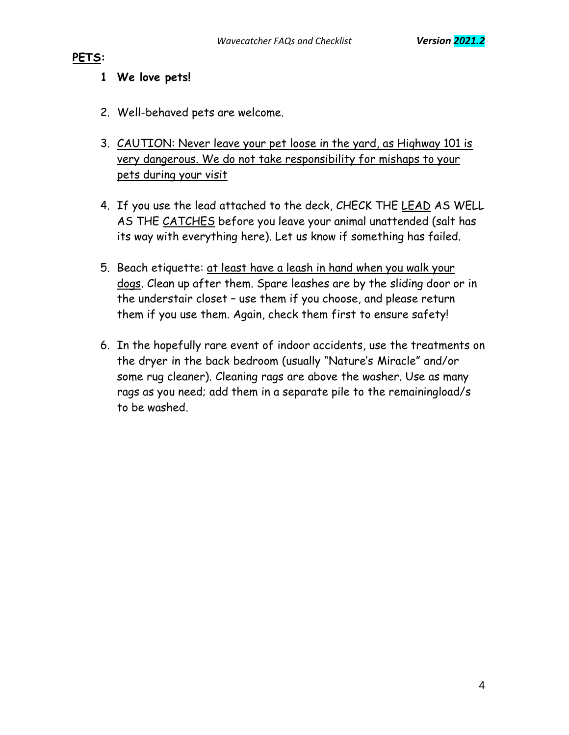**<u>PETS</u>:**

1. **We love pets!**

2. Well-behaved pets are welcome.

3. <u>CAUTION: Never leave your pet loose in the yard, as Highway 101 is very dangerous. We do not take responsibility for mishaps to your pets during your visit</u>

4. If you use the lead attached to the deck, CHECK THE <u>LEAD</u> AS WELL AS THE <u>CATCHES</u> before you leave your animal unattended (salt has its way with everything here). Let us know if something has failed.

5. Beach etiquette: <u>at least have a leash in hand when you walk your dogs</u>. Clean up after them. Spare leashes are by the sliding door or in the understair closet – use them if you choose, and please return them if you use them. Again, check them first to ensure safety!

6. In the hopefully rare event of indoor accidents, use the treatments on the dryer in the back bedroom (usually "Nature's Miracle" and/or some rug cleaner). Cleaning rags are above the washer. Use as many rags as you need; add them in a separate pile to the remainingload/s to be washed.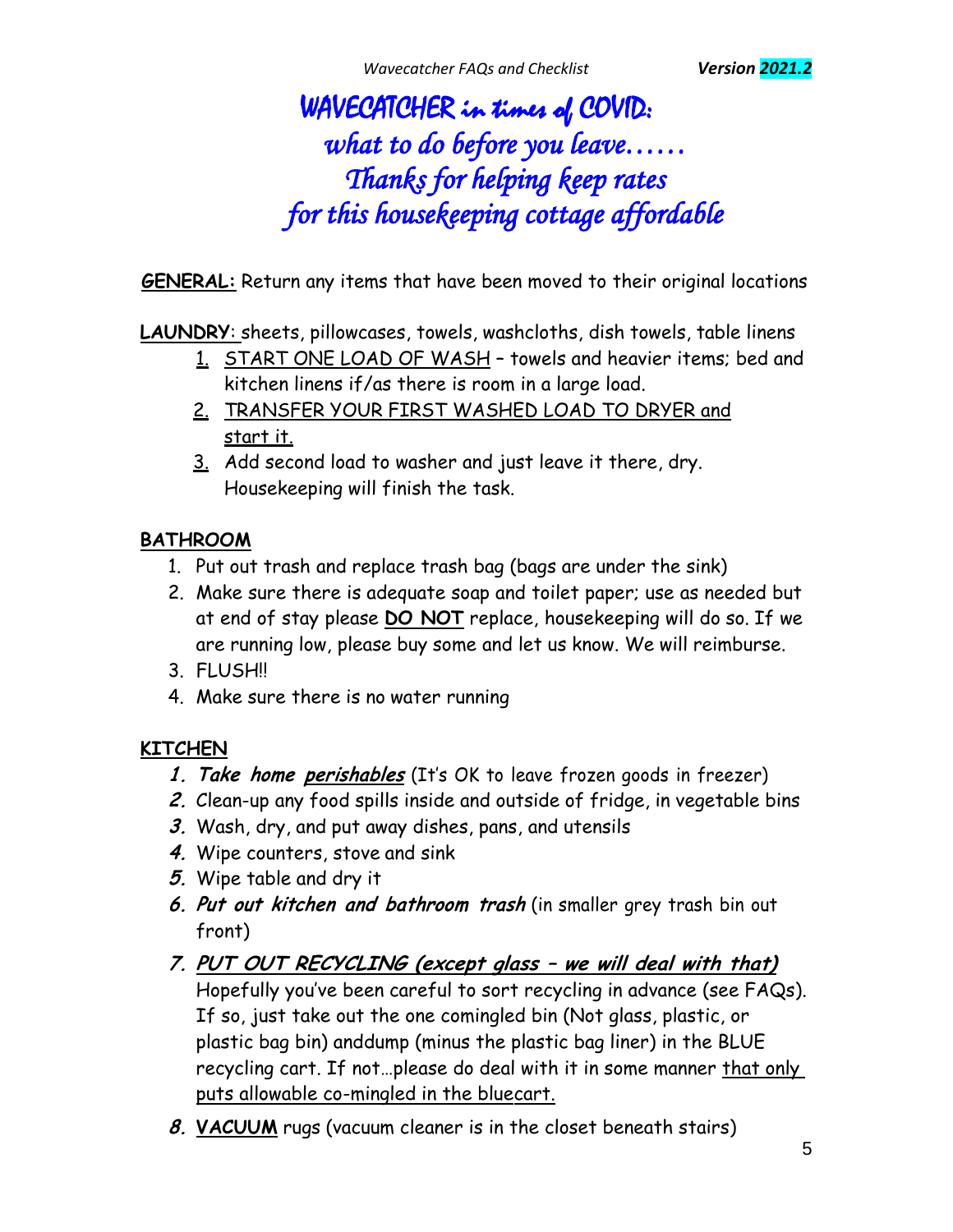# WAVECATCHER in times of COVID: what to do before you leave…… Thanks for helping keep rates for this housekeeping cottage affordable

**GENERAL:** Return any items that have been moved to their original locations

**LAUNDRY**: sheets, pillowcases, towels, washcloths, dish towels, table linens

1. START ONE LOAD OF WASH – towels and heavier items; bed and kitchen linens if/as there is room in a large load.
2. TRANSFER YOUR FIRST WASHED LOAD TO DRYER and start it.
3. Add second load to washer and just leave it there, dry. Housekeeping will finish the task.

**BATHROOM**

1. Put out trash and replace trash bag (bags are under the sink)
2. Make sure there is adequate soap and toilet paper; use as needed but at end of stay please **DO NOT** replace, housekeeping will do so. If we are running low, please buy some and let us know. We will reimburse.
3. FLUSH!!
4. Make sure there is no water running

**KITCHEN**

1. ***Take home perishables*** (It's OK to leave frozen goods in freezer)
2. Clean-up any food spills inside and outside of fridge, in vegetable bins
3. Wash, dry, and put away dishes, pans, and utensils
4. Wipe counters, stove and sink
5. Wipe table and dry it
6. ***Put out kitchen and bathroom trash*** (in smaller grey trash bin out front)
7. ***PUT OUT RECYCLING (except glass – we will deal with that)*** Hopefully you've been careful to sort recycling in advance (see FAQs). If so, just take out the one comingled bin (Not glass, plastic, or plastic bag bin) anddump (minus the plastic bag liner) in the BLUE recycling cart. If not…please do deal with it in some manner that only puts allowable co-mingled in the bluecart.
8. **VACUUM** rugs (vacuum cleaner is in the closet beneath stairs)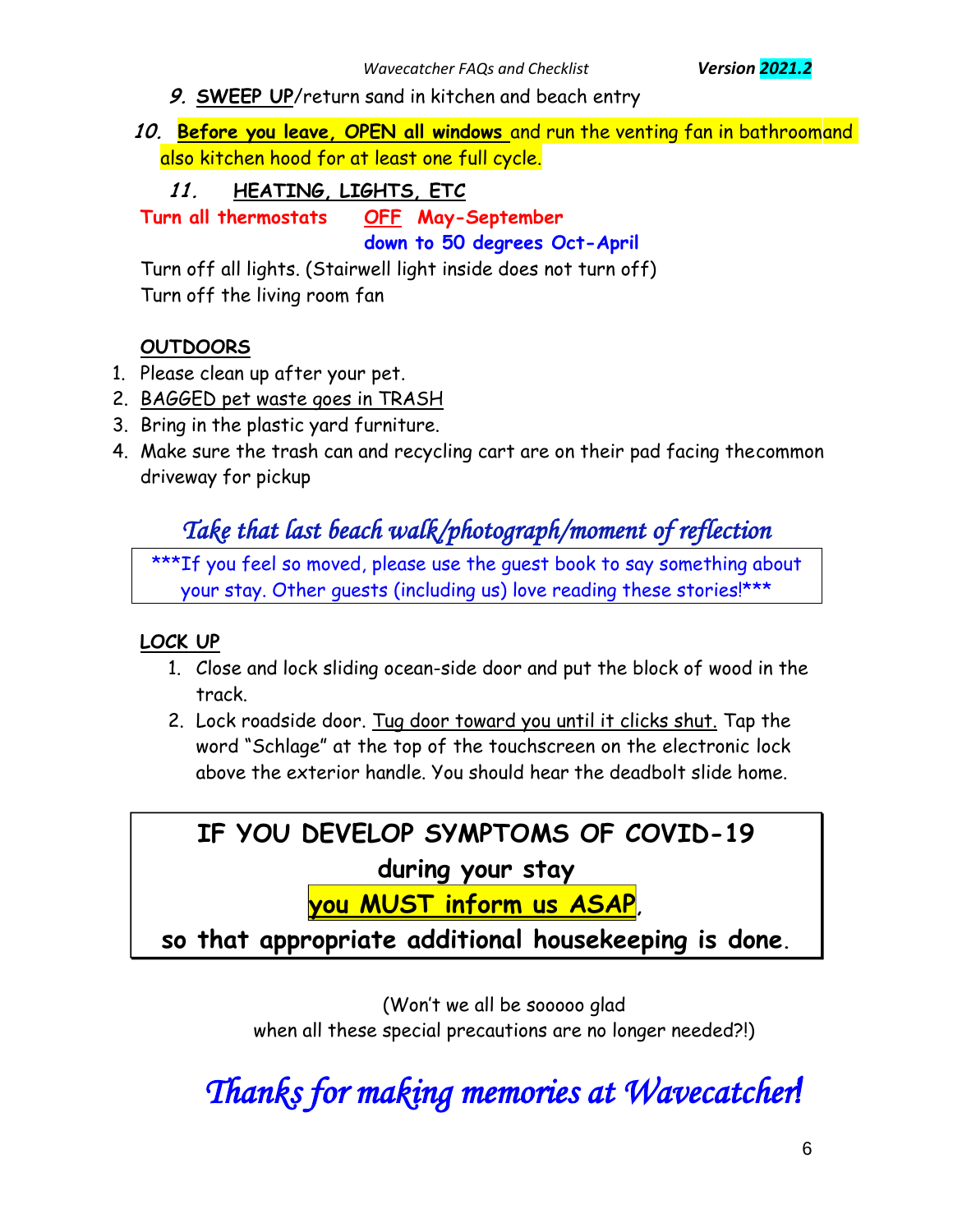9. **SWEEP UP**/return sand in kitchen and beach entry

10. **Before you leave, OPEN all windows** and run the venting fan in bathroomand also kitchen hood for at least one full cycle.

11. **HEATING, LIGHTS, ETC**

**Turn all thermostats OFF May-September**
**down to 50 degrees Oct-April**

Turn off all lights. (Stairwell light inside does not turn off)
Turn off the living room fan

**OUTDOORS**

1. Please clean up after your pet.
2. BAGGED pet waste goes in TRASH
3. Bring in the plastic yard furniture.
4. Make sure the trash can and recycling cart are on their pad facing thecommon driveway for pickup

## *Take that last beach walk/photograph/moment of reflection*

***If you feel so moved, please use the guest book to say something about your stay. Other guests (including us) love reading these stories!***

**LOCK UP**

1. Close and lock sliding ocean-side door and put the block of wood in the track.
2. Lock roadside door. Tug door toward you until it clicks shut. Tap the word "Schlage" at the top of the touchscreen on the electronic lock above the exterior handle. You should hear the deadbolt slide home.

**IF YOU DEVELOP SYMPTOMS OF COVID-19**
**during your stay**
**you MUST inform us ASAP,**
**so that appropriate additional housekeeping is done.**

(Won't we all be sooooo glad
when all these special precautions are no longer needed?!)

## *Thanks for making memories at Wavecatcher!*